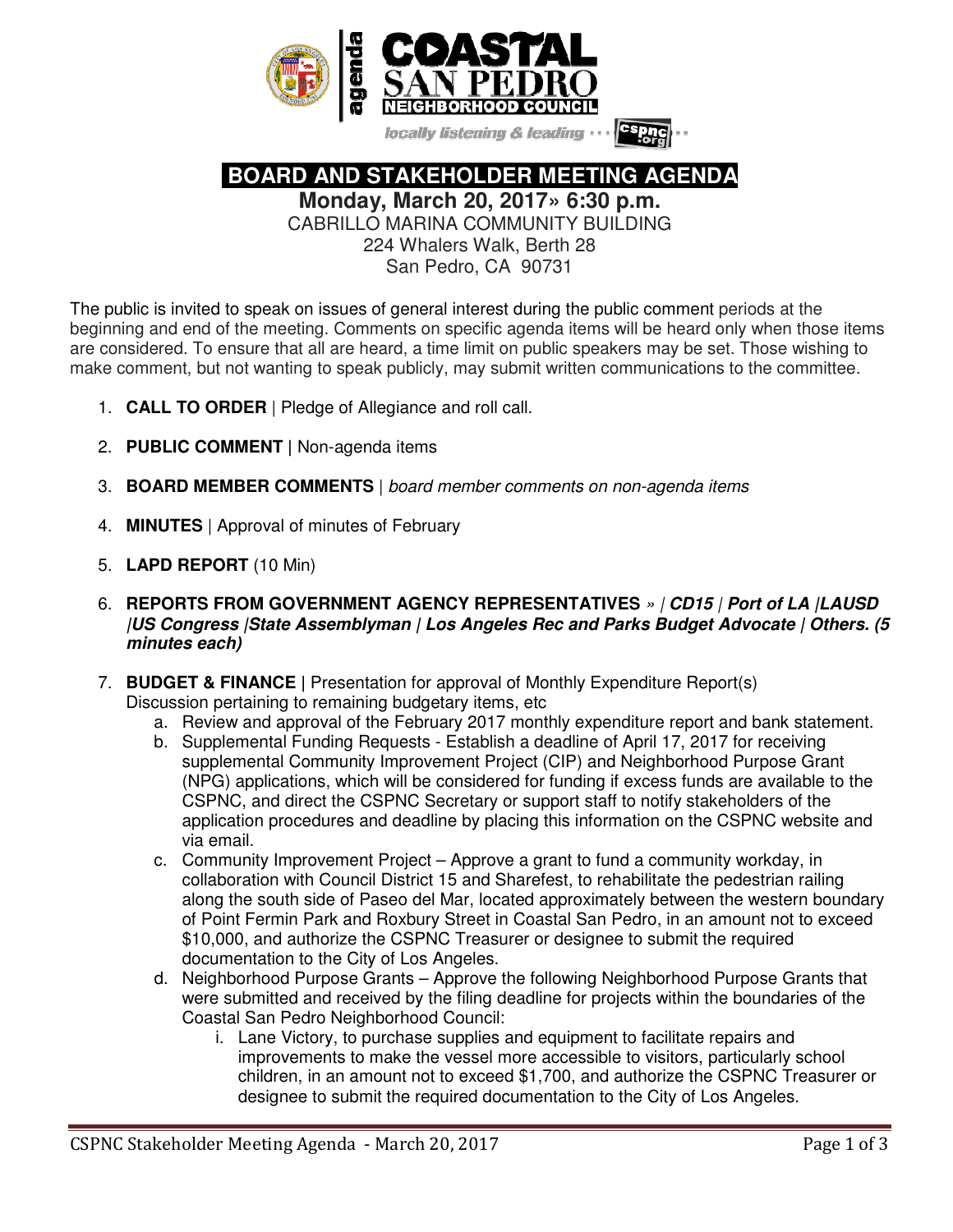# COASTAL SAN PEDRO NEIGHBORHOOD COUNCIL

agenda

locally listening & leading ··· cspnc.org ···

## BOARD AND STAKEHOLDER MEETING AGENDA

**Monday, March 20, 2017» 6:30 p.m.**

CABRILLO MARINA COMMUNITY BUILDING
224 Whalers Walk, Berth 28
San Pedro, CA 90731

The public is invited to speak on issues of general interest during the public comment periods at the beginning and end of the meeting. Comments on specific agenda items will be heard only when those items are considered. To ensure that all are heard, a time limit on public speakers may be set. Those wishing to make comment, but not wanting to speak publicly, may submit written communications to the committee.

1. **CALL TO ORDER** | Pledge of Allegiance and roll call.
2. **PUBLIC COMMENT |** Non-agenda items
3. **BOARD MEMBER COMMENTS** | *board member comments on non-agenda items*
4. **MINUTES** | Approval of minutes of February
5. **LAPD REPORT** (10 Min)
6. **REPORTS FROM GOVERNMENT AGENCY REPRESENTATIVES** *» | **CD15 | Port of LA |LAUSD |US Congress |State Assemblyman | Los Angeles Rec and Parks Budget Advocate | Others. (5 minutes each)***
7. **BUDGET & FINANCE |** Presentation for approval of Monthly Expenditure Report(s) Discussion pertaining to remaining budgetary items, etc
   a. Review and approval of the February 2017 monthly expenditure report and bank statement.
   b. Supplemental Funding Requests - Establish a deadline of April 17, 2017 for receiving supplemental Community Improvement Project (CIP) and Neighborhood Purpose Grant (NPG) applications, which will be considered for funding if excess funds are available to the CSPNC, and direct the CSPNC Secretary or support staff to notify stakeholders of the application procedures and deadline by placing this information on the CSPNC website and via email.
   c. Community Improvement Project – Approve a grant to fund a community workday, in collaboration with Council District 15 and Sharefest, to rehabilitate the pedestrian railing along the south side of Paseo del Mar, located approximately between the western boundary of Point Fermin Park and Roxbury Street in Coastal San Pedro, in an amount not to exceed $10,000, and authorize the CSPNC Treasurer or designee to submit the required documentation to the City of Los Angeles.
   d. Neighborhood Purpose Grants – Approve the following Neighborhood Purpose Grants that were submitted and received by the filing deadline for projects within the boundaries of the Coastal San Pedro Neighborhood Council:
      i. Lane Victory, to purchase supplies and equipment to facilitate repairs and improvements to make the vessel more accessible to visitors, particularly school children, in an amount not to exceed $1,700, and authorize the CSPNC Treasurer or designee to submit the required documentation to the City of Los Angeles.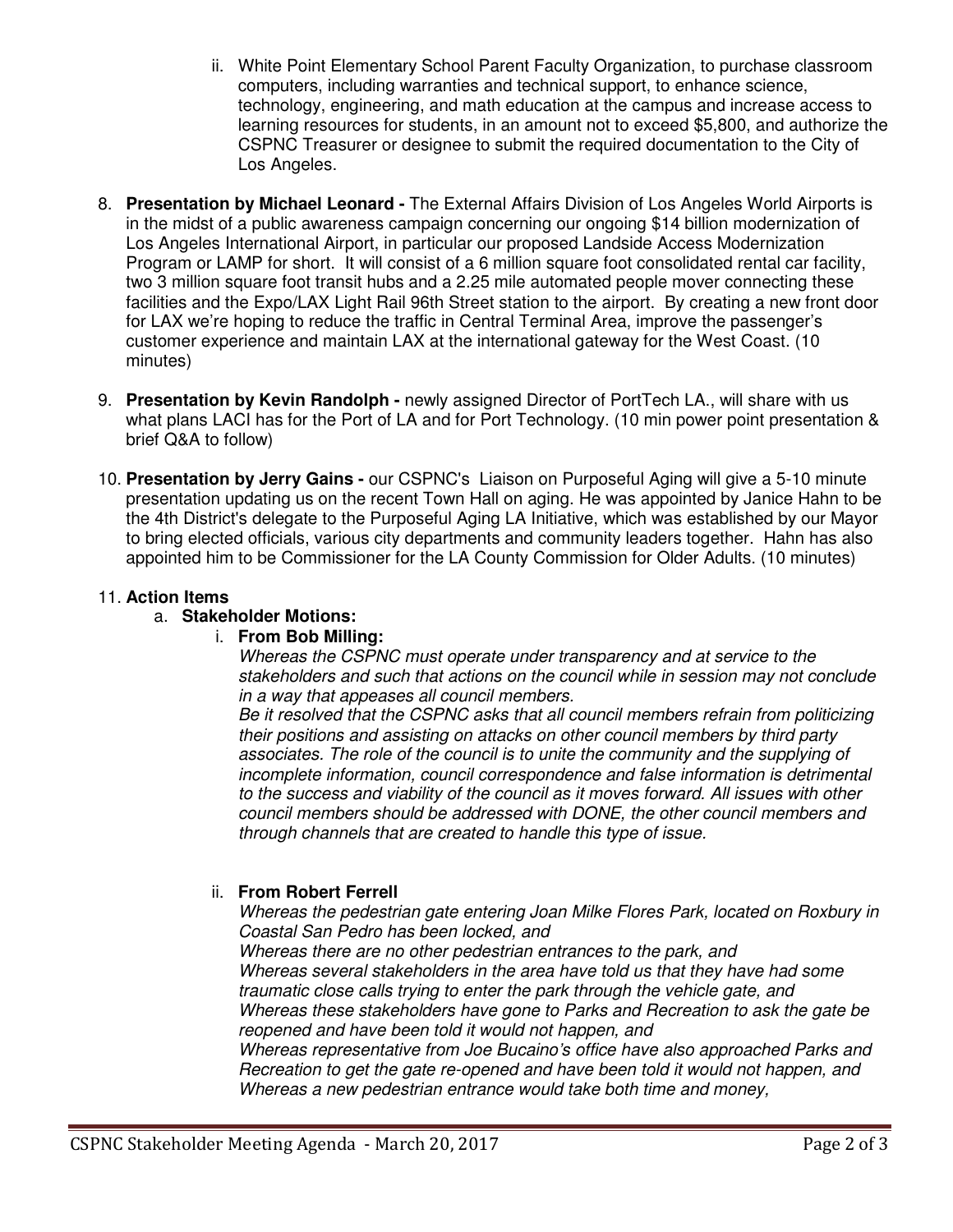ii. White Point Elementary School Parent Faculty Organization, to purchase classroom computers, including warranties and technical support, to enhance science, technology, engineering, and math education at the campus and increase access to learning resources for students, in an amount not to exceed $5,800, and authorize the CSPNC Treasurer or designee to submit the required documentation to the City of Los Angeles.

8. **Presentation by Michael Leonard -** The External Affairs Division of Los Angeles World Airports is in the midst of a public awareness campaign concerning our ongoing $14 billion modernization of Los Angeles International Airport, in particular our proposed Landside Access Modernization Program or LAMP for short. It will consist of a 6 million square foot consolidated rental car facility, two 3 million square foot transit hubs and a 2.25 mile automated people mover connecting these facilities and the Expo/LAX Light Rail 96th Street station to the airport. By creating a new front door for LAX we're hoping to reduce the traffic in Central Terminal Area, improve the passenger's customer experience and maintain LAX at the international gateway for the West Coast. (10 minutes)

9. **Presentation by Kevin Randolph -** newly assigned Director of PortTech LA., will share with us what plans LACI has for the Port of LA and for Port Technology. (10 min power point presentation & brief Q&A to follow)

10. **Presentation by Jerry Gains -** our CSPNC's Liaison on Purposeful Aging will give a 5-10 minute presentation updating us on the recent Town Hall on aging. He was appointed by Janice Hahn to be the 4th District's delegate to the Purposeful Aging LA Initiative, which was established by our Mayor to bring elected officials, various city departments and community leaders together. Hahn has also appointed him to be Commissioner for the LA County Commission for Older Adults. (10 minutes)

11. **Action Items**
    a. **Stakeholder Motions:**
       i. **From Bob Milling:**
          *Whereas the CSPNC must operate under transparency and at service to the stakeholders and such that actions on the council while in session may not conclude in a way that appeases all council members.*
          *Be it resolved that the CSPNC asks that all council members refrain from politicizing their positions and assisting on attacks on other council members by third party associates. The role of the council is to unite the community and the supplying of incomplete information, council correspondence and false information is detrimental to the success and viability of the council as it moves forward. All issues with other council members should be addressed with DONE, the other council members and through channels that are created to handle this type of issue.*

       ii. **From Robert Ferrell**
          *Whereas the pedestrian gate entering Joan Milke Flores Park, located on Roxbury in Coastal San Pedro has been locked, and*
          *Whereas there are no other pedestrian entrances to the park, and*
          *Whereas several stakeholders in the area have told us that they have had some traumatic close calls trying to enter the park through the vehicle gate, and*
          *Whereas these stakeholders have gone to Parks and Recreation to ask the gate be reopened and have been told it would not happen, and*
          *Whereas representative from Joe Bucaino's office have also approached Parks and Recreation to get the gate re-opened and have been told it would not happen, and*
          *Whereas a new pedestrian entrance would take both time and money,*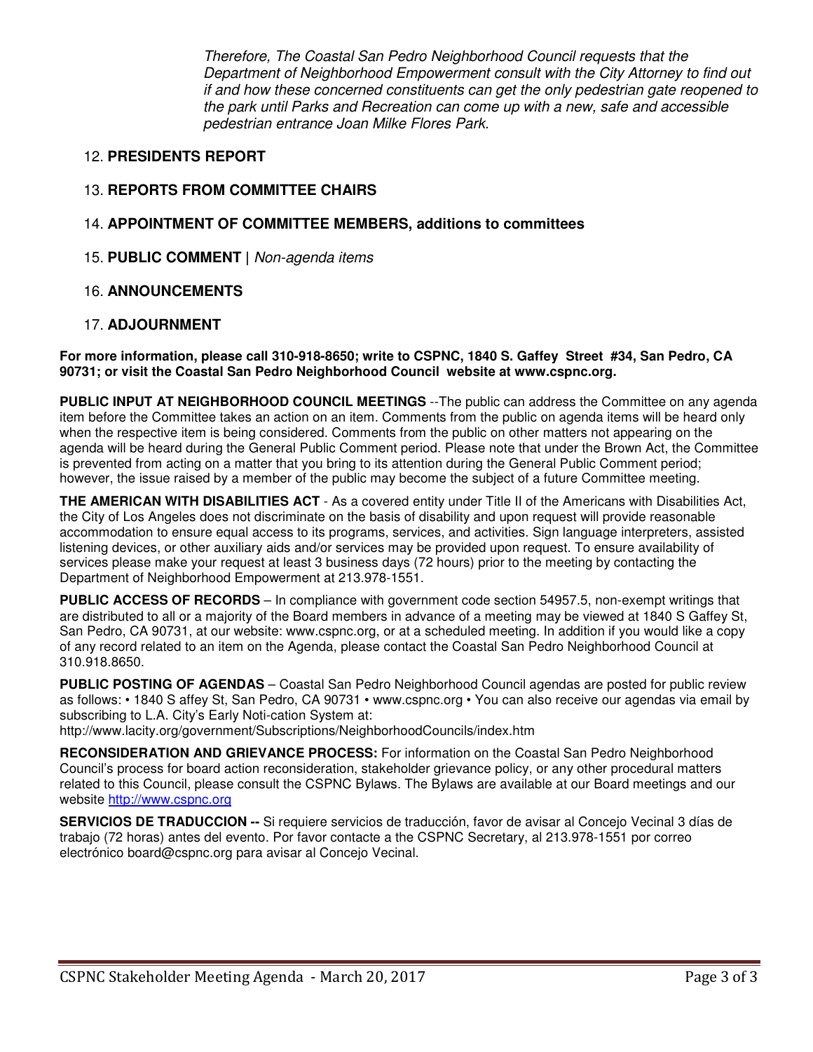*Therefore, The Coastal San Pedro Neighborhood Council requests that the Department of Neighborhood Empowerment consult with the City Attorney to find out if and how these concerned constituents can get the only pedestrian gate reopened to the park until Parks and Recreation can come up with a new, safe and accessible pedestrian entrance Joan Milke Flores Park.*

12. **PRESIDENTS REPORT**

13. **REPORTS FROM COMMITTEE CHAIRS**

14. **APPOINTMENT OF COMMITTEE MEMBERS, additions to committees**

15. **PUBLIC COMMENT** | *Non-agenda items*

16. **ANNOUNCEMENTS**

17. **ADJOURNMENT**

**For more information, please call 310-918-8650; write to CSPNC, 1840 S. Gaffey Street #34, San Pedro, CA 90731; or visit the Coastal San Pedro Neighborhood Council website at www.cspnc.org.**

**PUBLIC INPUT AT NEIGHBORHOOD COUNCIL MEETINGS** --The public can address the Committee on any agenda item before the Committee takes an action on an item. Comments from the public on agenda items will be heard only when the respective item is being considered. Comments from the public on other matters not appearing on the agenda will be heard during the General Public Comment period. Please note that under the Brown Act, the Committee is prevented from acting on a matter that you bring to its attention during the General Public Comment period; however, the issue raised by a member of the public may become the subject of a future Committee meeting.

**THE AMERICAN WITH DISABILITIES ACT** - As a covered entity under Title II of the Americans with Disabilities Act, the City of Los Angeles does not discriminate on the basis of disability and upon request will provide reasonable accommodation to ensure equal access to its programs, services, and activities. Sign language interpreters, assisted listening devices, or other auxiliary aids and/or services may be provided upon request. To ensure availability of services please make your request at least 3 business days (72 hours) prior to the meeting by contacting the Department of Neighborhood Empowerment at 213.978-1551.

**PUBLIC ACCESS OF RECORDS** – In compliance with government code section 54957.5, non-exempt writings that are distributed to all or a majority of the Board members in advance of a meeting may be viewed at 1840 S Gaffey St, San Pedro, CA 90731, at our website: www.cspnc.org, or at a scheduled meeting. In addition if you would like a copy of any record related to an item on the Agenda, please contact the Coastal San Pedro Neighborhood Council at 310.918.8650.

**PUBLIC POSTING OF AGENDAS** – Coastal San Pedro Neighborhood Council agendas are posted for public review as follows: • 1840 S affey St, San Pedro, CA 90731 • www.cspnc.org • You can also receive our agendas via email by subscribing to L.A. City's Early Noti-cation System at: http://www.lacity.org/government/Subscriptions/NeighborhoodCouncils/index.htm

**RECONSIDERATION AND GRIEVANCE PROCESS:** For information on the Coastal San Pedro Neighborhood Council's process for board action reconsideration, stakeholder grievance policy, or any other procedural matters related to this Council, please consult the CSPNC Bylaws. The Bylaws are available at our Board meetings and our website http://www.cspnc.org

**SERVICIOS DE TRADUCCION --** Si requiere servicios de traducción, favor de avisar al Concejo Vecinal 3 días de trabajo (72 horas) antes del evento. Por favor contacte a the CSPNC Secretary, al 213.978-1551 por correo electrónico board@cspnc.org para avisar al Concejo Vecinal.